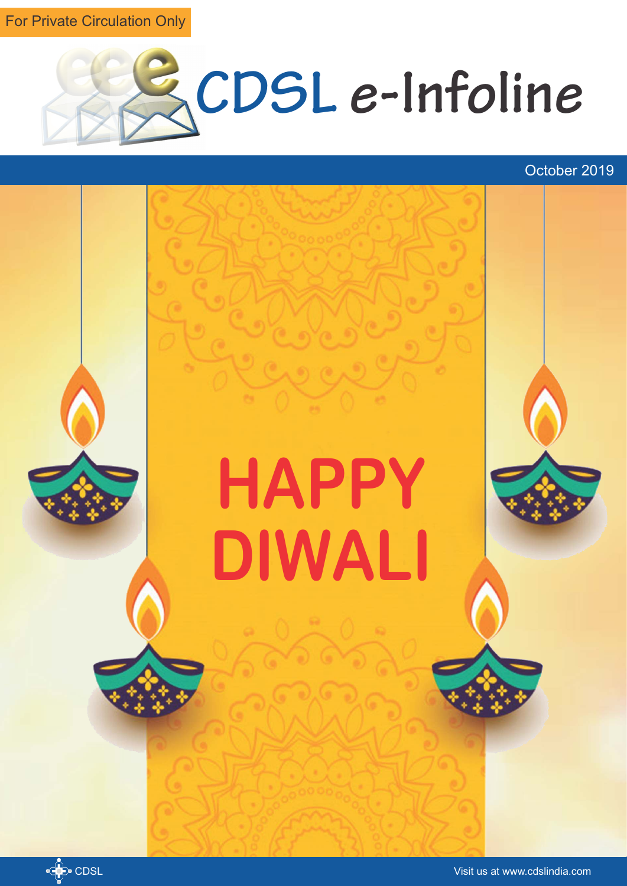For Private Circulation Only

# CDSL e-Infoline

October 2019

# HAPPY DIWALI

CDSL

Visit us at www.cdslindia.com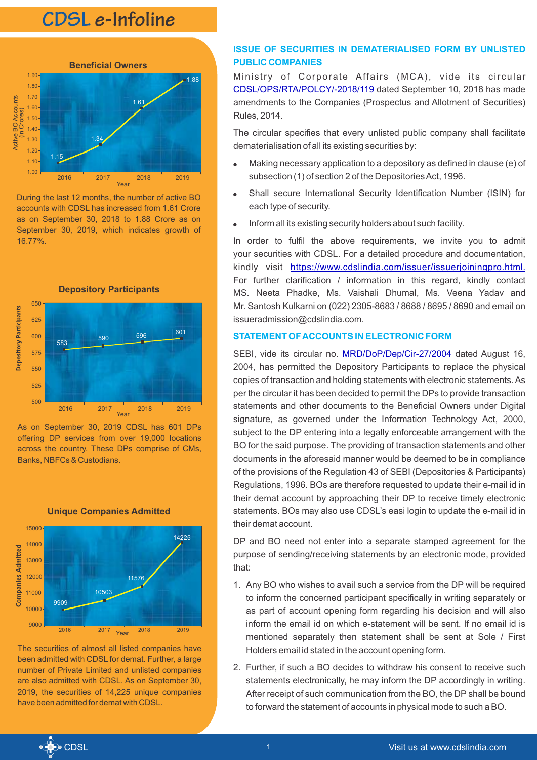# CDSL e-Infoline

### Beneficial Owners

| Year | Active BO Accounts (in Crores) |
|---|---|
| 2016 | 1.15 |
| 2017 | 1.34 |
| 2018 | 1.61 |
| 2019 | 1.88 |

During the last 12 months, the number of active BO accounts with CDSL has increased from 1.61 Crore as on September 30, 2018 to 1.88 Crore as on September 30, 2019, which indicates growth of 16.77%.

### Depository Participants

| Year | Depository Participants |
|---|---|
| 2016 | 583 |
| 2017 | 590 |
| 2018 | 596 |
| 2019 | 601 |

As on September 30, 2019 CDSL has 601 DPs offering DP services from over 19,000 locations across the country. These DPs comprise of CMs, Banks, NBFCs & Custodians.

### Unique Companies Admitted

| Year | Companies Admitted |
|---|---|
| 2016 | 9909 |
| 2017 | 10503 |
| 2018 | 11576 |
| 2019 | 14225 |

The securities of almost all listed companies have been admitted with CDSL for demat. Further, a large number of Private Limited and unlisted companies are also admitted with CDSL. As on September 30, 2019, the securities of 14,225 unique companies have been admitted for demat with CDSL.

## ISSUE OF SECURITIES IN DEMATERIALISED FORM BY UNLISTED PUBLIC COMPANIES

Ministry of Corporate Affairs (MCA), vide its circular CDSL/OPS/RTA/POLCY/-2018/119 dated September 10, 2018 has made amendments to the Companies (Prospectus and Allotment of Securities) Rules, 2014.

The circular specifies that every unlisted public company shall facilitate dematerialisation of all its existing securities by:

- Making necessary application to a depository as defined in clause (e) of subsection (1) of section 2 of the Depositories Act, 1996.
- Shall secure International Security Identification Number (ISIN) for each type of security.
- Inform all its existing security holders about such facility.

In order to fulfil the above requirements, we invite you to admit your securities with CDSL. For a detailed procedure and documentation, kindly visit https://www.cdslindia.com/issuer/issuerjoiningpro.html. For further clarification / information in this regard, kindly contact MS. Neeta Phadke, Ms. Vaishali Dhumal, Ms. Veena Yadav and Mr. Santosh Kulkarni on (022) 2305-8683 / 8688 / 8695 / 8690 and email on issueradmission@cdslindia.com.

## STATEMENT OF ACCOUNTS IN ELECTRONIC FORM

SEBI, vide its circular no. MRD/DoP/Dep/Cir-27/2004 dated August 16, 2004, has permitted the Depository Participants to replace the physical copies of transaction and holding statements with electronic statements. As per the circular it has been decided to permit the DPs to provide transaction statements and other documents to the Beneficial Owners under Digital signature, as governed under the Information Technology Act, 2000, subject to the DP entering into a legally enforceable arrangement with the BO for the said purpose. The providing of transaction statements and other documents in the aforesaid manner would be deemed to be in compliance of the provisions of the Regulation 43 of SEBI (Depositories & Participants) Regulations, 1996. BOs are therefore requested to update their e-mail id in their demat account by approaching their DP to receive timely electronic statements. BOs may also use CDSL's easi login to update the e-mail id in their demat account.

DP and BO need not enter into a separate stamped agreement for the purpose of sending/receiving statements by an electronic mode, provided that:

1. Any BO who wishes to avail such a service from the DP will be required to inform the concerned participant specifically in writing separately or as part of account opening form regarding his decision and will also inform the email id on which e-statement will be sent. If no email id is mentioned separately then statement shall be sent at Sole / First Holders email id stated in the account opening form.
2. Further, if such a BO decides to withdraw his consent to receive such statements electronically, he may inform the DP accordingly in writing. After receipt of such communication from the BO, the DP shall be bound to forward the statement of accounts in physical mode to such a BO.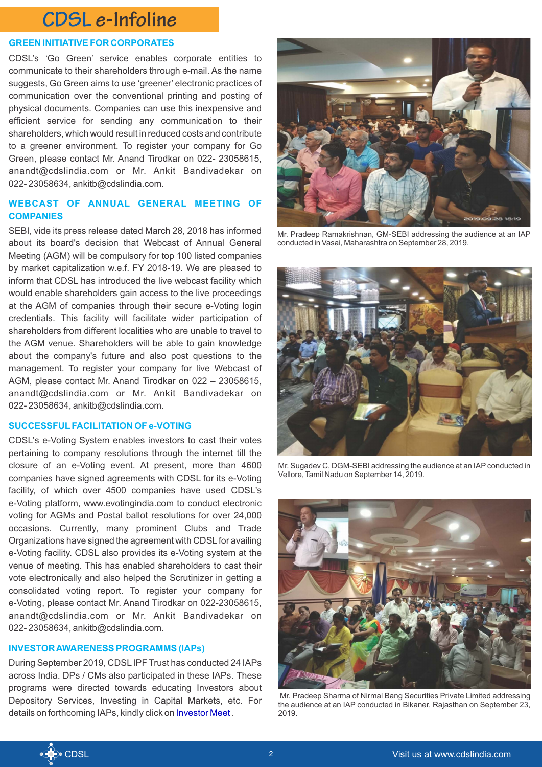# CDSL e-Infoline

## GREEN INITIATIVE FOR CORPORATES

CDSL's 'Go Green' service enables corporate entities to communicate to their shareholders through e-mail. As the name suggests, Go Green aims to use 'greener' electronic practices of communication over the conventional printing and posting of physical documents. Companies can use this inexpensive and efficient service for sending any communication to their shareholders, which would result in reduced costs and contribute to a greener environment. To register your company for Go Green, please contact Mr. Anand Tirodkar on 022- 23058615, anandt@cdslindia.com or Mr. Ankit Bandivadekar on 022- 23058634, ankitb@cdslindia.com.

## WEBCAST OF ANNUAL GENERAL MEETING OF COMPANIES

SEBI, vide its press release dated March 28, 2018 has informed about its board's decision that Webcast of Annual General Meeting (AGM) will be compulsory for top 100 listed companies by market capitalization w.e.f. FY 2018-19. We are pleased to inform that CDSL has introduced the live webcast facility which would enable shareholders gain access to the live proceedings at the AGM of companies through their secure e-Voting login credentials. This facility will facilitate wider participation of shareholders from different localities who are unable to travel to the AGM venue. Shareholders will be able to gain knowledge about the company's future and also post questions to the management. To register your company for live Webcast of AGM, please contact Mr. Anand Tirodkar on 022 – 23058615, anandt@cdslindia.com or Mr. Ankit Bandivadekar on 022- 23058634, ankitb@cdslindia.com.

## SUCCESSFUL FACILITATION OF e-VOTING

CDSL's e-Voting System enables investors to cast their votes pertaining to company resolutions through the internet till the closure of an e-Voting event. At present, more than 4600 companies have signed agreements with CDSL for its e-Voting facility, of which over 4500 companies have used CDSL's e-Voting platform, www.evotingindia.com to conduct electronic voting for AGMs and Postal ballot resolutions for over 24,000 occasions. Currently, many prominent Clubs and Trade Organizations have signed the agreement with CDSL for availing e-Voting facility. CDSL also provides its e-Voting system at the venue of meeting. This has enabled shareholders to cast their vote electronically and also helped the Scrutinizer in getting a consolidated voting report. To register your company for e-Voting, please contact Mr. Anand Tirodkar on 022-23058615, anandt@cdslindia.com or Mr. Ankit Bandivadekar on 022- 23058634, ankitb@cdslindia.com.

## INVESTOR AWARENESS PROGRAMMS (IAPs)

During September 2019, CDSL IPF Trust has conducted 24 IAPs across India. DPs / CMs also participated in these IAPs. These programs were directed towards educating Investors about Depository Services, Investing in Capital Markets, etc. For details on forthcoming IAPs, kindly click on Investor Meet .

Mr. Pradeep Ramakrishnan, GM-SEBI addressing the audience at an IAP conducted in Vasai, Maharashtra on September 28, 2019.

Mr. Sugadev C, DGM-SEBI addressing the audience at an IAP conducted in Vellore, Tamil Nadu on September 14, 2019.

Mr. Pradeep Sharma of Nirmal Bang Securities Private Limited addressing the audience at an IAP conducted in Bikaner, Rajasthan on September 23, 2019.